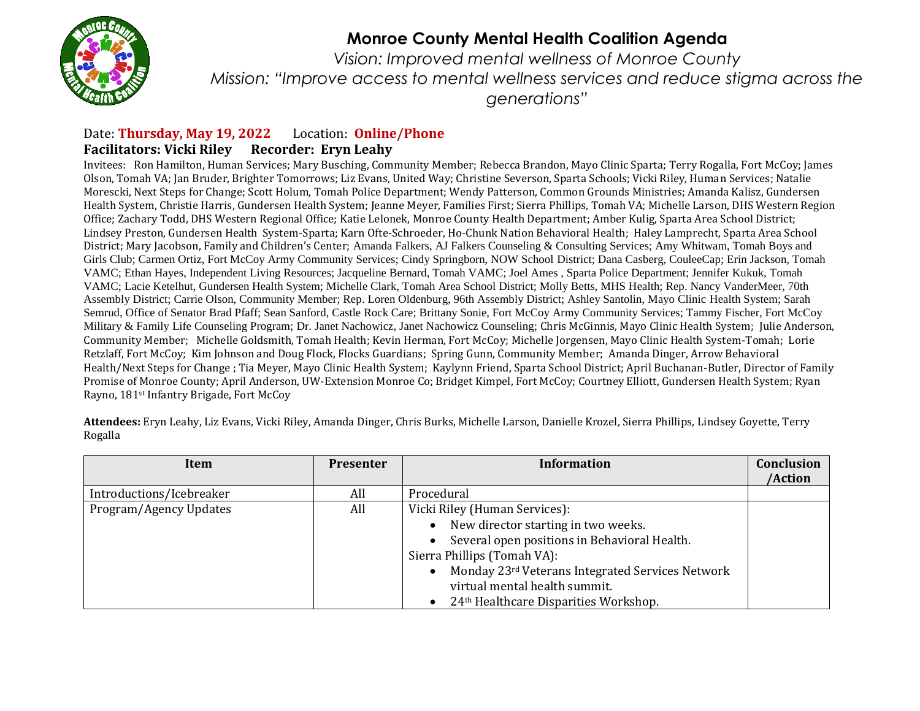# Monroe County Mental Health Coalition Agenda

*Vision: Improved mental wellness of Monroe County*

*Mission: "Improve access to mental wellness services and reduce stigma across the generations"*

Date: **Thursday, May 19, 2022** Location: **Online/Phone**

**Facilitators: Vicki Riley Recorder: Eryn Leahy**

Invitees: Ron Hamilton, Human Services; Mary Busching, Community Member; Rebecca Brandon, Mayo Clinic Sparta; Terry Rogalla, Fort McCoy; James Olson, Tomah VA; Jan Bruder, Brighter Tomorrows; Liz Evans, United Way; Christine Severson, Sparta Schools; Vicki Riley, Human Services; Natalie Morescki, Next Steps for Change; Scott Holum, Tomah Police Department; Wendy Patterson, Common Grounds Ministries; Amanda Kalisz, Gundersen Health System, Christie Harris, Gundersen Health System; Jeanne Meyer, Families First; Sierra Phillips, Tomah VA; Michelle Larson, DHS Western Region Office; Zachary Todd, DHS Western Regional Office; Katie Lelonek, Monroe County Health Department; Amber Kulig, Sparta Area School District; Lindsey Preston, Gundersen Health System-Sparta; Karn Ofte-Schroeder, Ho-Chunk Nation Behavioral Health; Haley Lamprecht, Sparta Area School District; Mary Jacobson, Family and Children's Center; Amanda Falkers, AJ Falkers Counseling & Consulting Services; Amy Whitwam, Tomah Boys and Girls Club; Carmen Ortiz, Fort McCoy Army Community Services; Cindy Springborn, NOW School District; Dana Casberg, CouleeCap; Erin Jackson, Tomah VAMC; Ethan Hayes, Independent Living Resources; Jacqueline Bernard, Tomah VAMC; Joel Ames , Sparta Police Department; Jennifer Kukuk, Tomah VAMC; Lacie Ketelhut, Gundersen Health System; Michelle Clark, Tomah Area School District; Molly Betts, MHS Health; Rep. Nancy VanderMeer, 70th Assembly District; Carrie Olson, Community Member; Rep. Loren Oldenburg, 96th Assembly District; Ashley Santolin, Mayo Clinic Health System; Sarah Semrud, Office of Senator Brad Pfaff; Sean Sanford, Castle Rock Care; Brittany Sonie, Fort McCoy Army Community Services; Tammy Fischer, Fort McCoy Military & Family Life Counseling Program; Dr. Janet Nachowicz, Janet Nachowicz Counseling; Chris McGinnis, Mayo Clinic Health System; Julie Anderson, Community Member; Michelle Goldsmith, Tomah Health; Kevin Herman, Fort McCoy; Michelle Jorgensen, Mayo Clinic Health System-Tomah; Lorie Retzlaff, Fort McCoy; Kim Johnson and Doug Flock, Flocks Guardians; Spring Gunn, Community Member; Amanda Dinger, Arrow Behavioral Health/Next Steps for Change ; Tia Meyer, Mayo Clinic Health System; Kaylynn Friend, Sparta School District; April Buchanan-Butler, Director of Family Promise of Monroe County; April Anderson, UW-Extension Monroe Co; Bridget Kimpel, Fort McCoy; Courtney Elliott, Gundersen Health System; Ryan Rayno, 181st Infantry Brigade, Fort McCoy

**Attendees:** Eryn Leahy, Liz Evans, Vicki Riley, Amanda Dinger, Chris Burks, Michelle Larson, Danielle Krozel, Sierra Phillips, Lindsey Goyette, Terry Rogalla

| Item | Presenter | Information | Conclusion /Action |
|---|---|---|---|
| Introductions/Icebreaker | All | Procedural | |
| Program/Agency Updates | All | Vicki Riley (Human Services):<br>• New director starting in two weeks.<br>• Several open positions in Behavioral Health.<br>Sierra Phillips (Tomah VA):<br>• Monday 23rd Veterans Integrated Services Network virtual mental health summit.<br>• 24th Healthcare Disparities Workshop. | |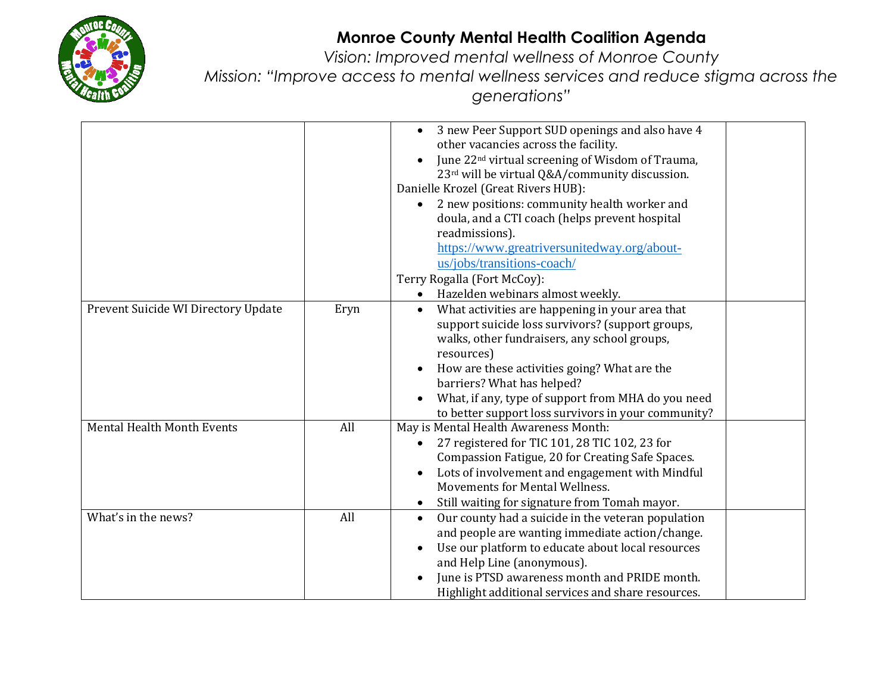# Monroe County Mental Health Coalition Agenda

*Vision: Improved mental wellness of Monroe County*

*Mission: "Improve access to mental wellness services and reduce stigma across the generations"*

| | | | |
|---|---|---|---|
| | | • 3 new Peer Support SUD openings and also have 4 other vacancies across the facility.<br>• June 22nd virtual screening of Wisdom of Trauma, 23rd will be virtual Q&A/community discussion.<br>Danielle Krozel (Great Rivers HUB):<br>• 2 new positions: community health worker and doula, and a CTI coach (helps prevent hospital readmissions). https://www.greatriversunitedway.org/about-us/jobs/transitions-coach/<br>Terry Rogalla (Fort McCoy):<br>• Hazelden webinars almost weekly. | |
| Prevent Suicide WI Directory Update | Eryn | • What activities are happening in your area that support suicide loss survivors? (support groups, walks, other fundraisers, any school groups, resources)<br>• How are these activities going? What are the barriers? What has helped?<br>• What, if any, type of support from MHA do you need to better support loss survivors in your community? | |
| Mental Health Month Events | All | May is Mental Health Awareness Month:<br>• 27 registered for TIC 101, 28 TIC 102, 23 for Compassion Fatigue, 20 for Creating Safe Spaces.<br>• Lots of involvement and engagement with Mindful Movements for Mental Wellness.<br>• Still waiting for signature from Tomah mayor. | |
| What's in the news? | All | • Our county had a suicide in the veteran population and people are wanting immediate action/change.<br>• Use our platform to educate about local resources and Help Line (anonymous).<br>• June is PTSD awareness month and PRIDE month. Highlight additional services and share resources. | |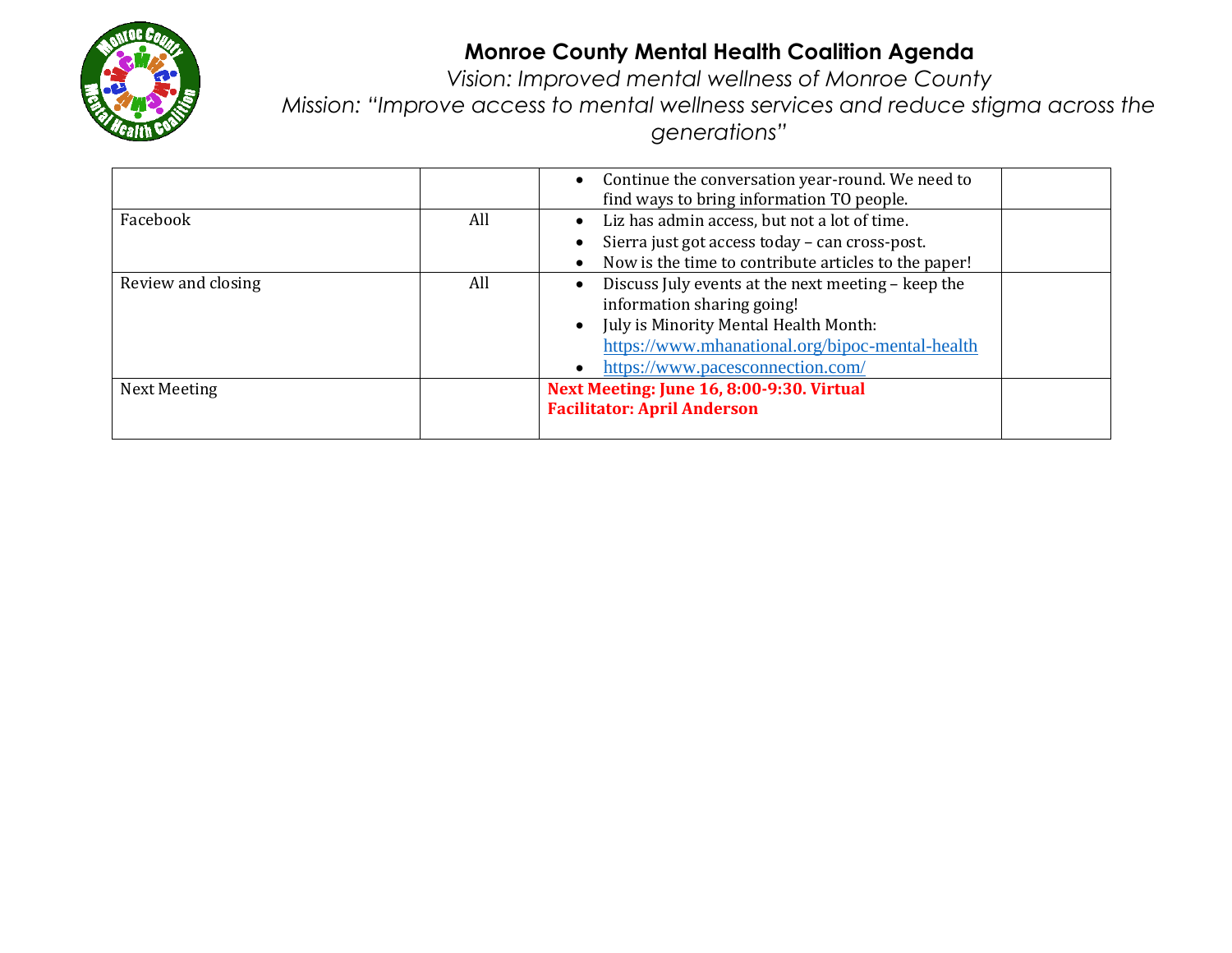# Monroe County Mental Health Coalition Agenda

*Vision: Improved mental wellness of Monroe County*

*Mission: "Improve access to mental wellness services and reduce stigma across the generations"*

| | | | |
|---|---|---|---|
| | | • Continue the conversation year-round. We need to find ways to bring information TO people. | |
| Facebook | All | • Liz has admin access, but not a lot of time.<br>• Sierra just got access today – can cross-post.<br>• Now is the time to contribute articles to the paper! | |
| Review and closing | All | • Discuss July events at the next meeting – keep the information sharing going!<br>• July is Minority Mental Health Month: https://www.mhanational.org/bipoc-mental-health<br>• https://www.pacesconnection.com/ | |
| Next Meeting | | **Next Meeting: June 16, 8:00-9:30. Virtual**<br>**Facilitator: April Anderson** | |